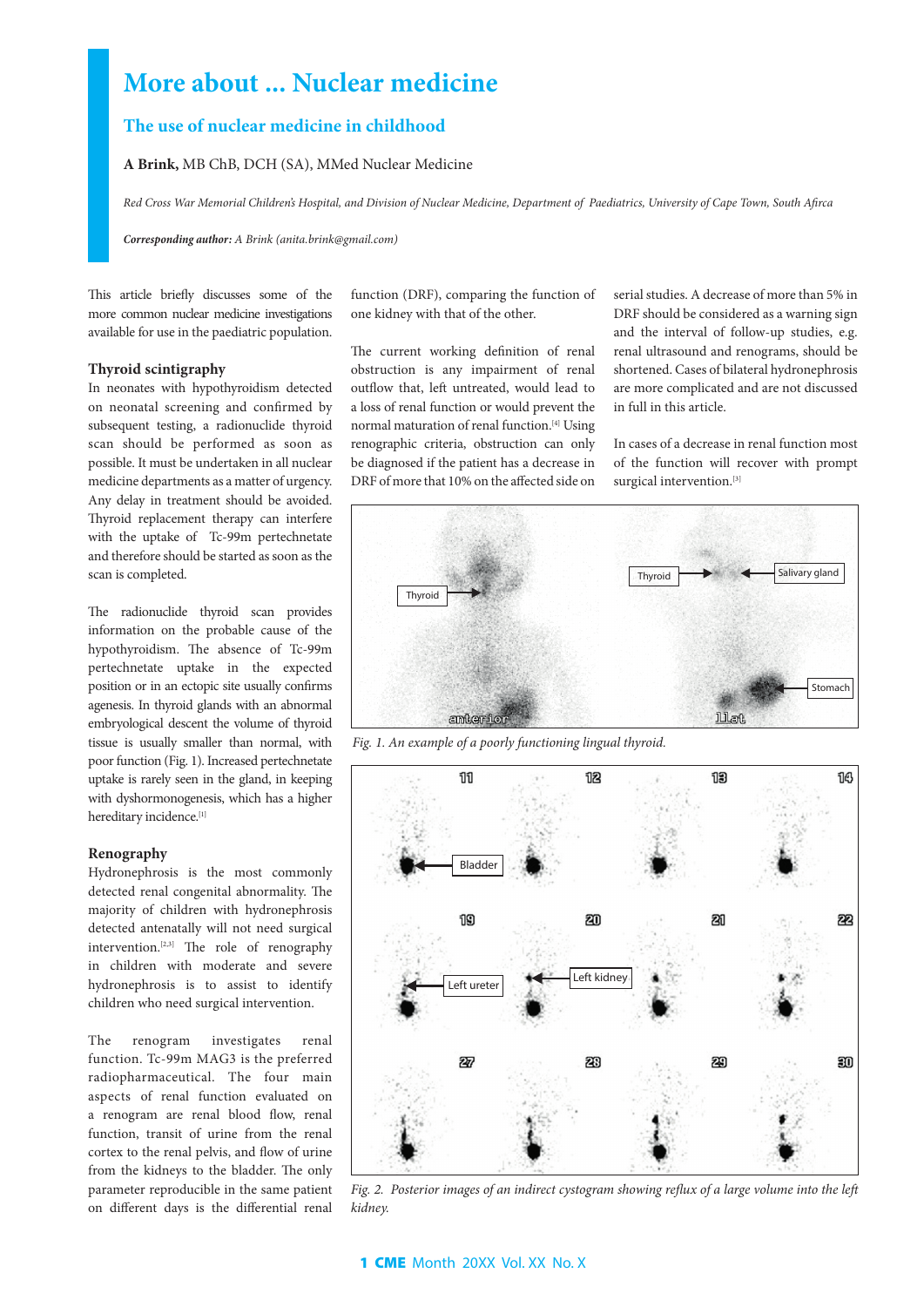# More about ... Nuclear medicine

## The use of nuclear medicine in childhood

**A Brink,** MB ChB, DCH (SA), MMed Nuclear Medicine

*Red Cross War Memorial Children's Hospital, and Division of Nuclear Medicine, Department of Paediatrics, University of Cape Town, South Afirca*

***Corresponding author:*** *A Brink (anita.brink@gmail.com)*

This article briefly discusses some of the more common nuclear medicine investigations available for use in the paediatric population.

### Thyroid scintigraphy

In neonates with hypothyroidism detected on neonatal screening and confirmed by subsequent testing, a radionuclide thyroid scan should be performed as soon as possible. It must be undertaken in all nuclear medicine departments as a matter of urgency. Any delay in treatment should be avoided. Thyroid replacement therapy can interfere with the uptake of Tc-99m pertechnetate and therefore should be started as soon as the scan is completed.

The radionuclide thyroid scan provides information on the probable cause of the hypothyroidism. The absence of Tc-99m pertechnetate uptake in the expected position or in an ectopic site usually confirms agenesis. In thyroid glands with an abnormal embryological descent the volume of thyroid tissue is usually smaller than normal, with poor function (Fig. 1). Increased pertechnetate uptake is rarely seen in the gland, in keeping with dyshormonogenesis, which has a higher hereditary incidence.[1]

### Renography

Hydronephrosis is the most commonly detected renal congenital abnormality. The majority of children with hydronephrosis detected antenatally will not need surgical intervention.[2,3] The role of renography in children with moderate and severe hydronephrosis is to assist to identify children who need surgical intervention.

The renogram investigates renal function. Tc-99m MAG3 is the preferred radiopharmaceutical. The four main aspects of renal function evaluated on a renogram are renal blood flow, renal function, transit of urine from the renal cortex to the renal pelvis, and flow of urine from the kidneys to the bladder. The only parameter reproducible in the same patient on different days is the differential renal function (DRF), comparing the function of one kidney with that of the other.

The current working definition of renal obstruction is any impairment of renal outflow that, left untreated, would lead to a loss of renal function or would prevent the normal maturation of renal function.[4] Using renographic criteria, obstruction can only be diagnosed if the patient has a decrease in DRF of more that 10% on the affected side on serial studies. A decrease of more than 5% in DRF should be considered as a warning sign and the interval of follow-up studies, e.g. renal ultrasound and renograms, should be shortened. Cases of bilateral hydronephrosis are more complicated and are not discussed in full in this article.

In cases of a decrease in renal function most of the function will recover with prompt surgical intervention.[3]

*Fig. 1. An example of a poorly functioning lingual thyroid.*

*Fig. 2. Posterior images of an indirect cystogram showing reflux of a large volume into the left kidney.*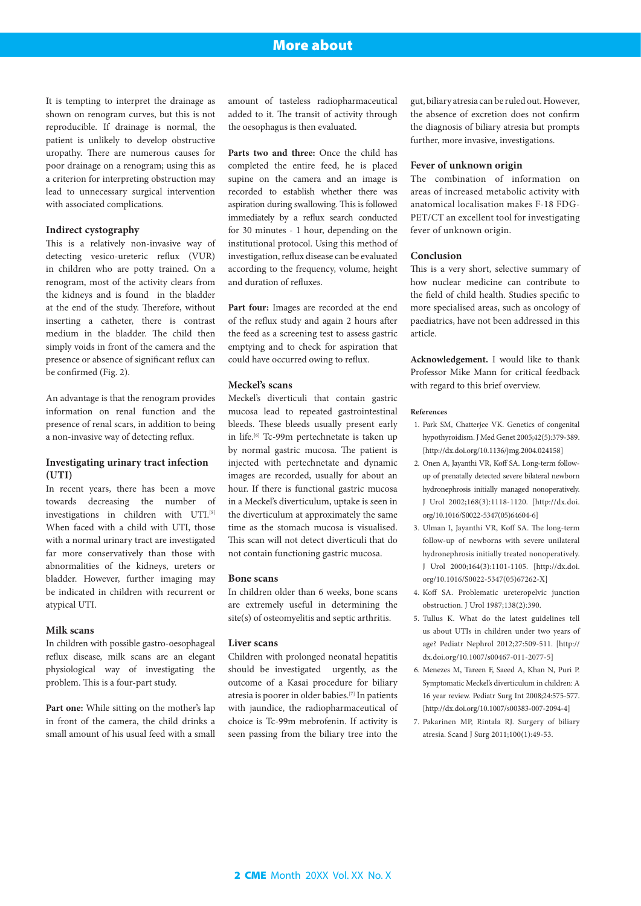It is tempting to interpret the drainage as shown on renogram curves, but this is not reproducible. If drainage is normal, the patient is unlikely to develop obstructive uropathy. There are numerous causes for poor drainage on a renogram; using this as a criterion for interpreting obstruction may lead to unnecessary surgical intervention with associated complications.

### Indirect cystography

This is a relatively non-invasive way of detecting vesico-ureteric reflux (VUR) in children who are potty trained. On a renogram, most of the activity clears from the kidneys and is found in the bladder at the end of the study. Therefore, without inserting a catheter, there is contrast medium in the bladder. The child then simply voids in front of the camera and the presence or absence of significant reflux can be confirmed (Fig. 2).

An advantage is that the renogram provides information on renal function and the presence of renal scars, in addition to being a non-invasive way of detecting reflux.

### Investigating urinary tract infection (UTI)

In recent years, there has been a move towards decreasing the number of investigations in children with UTI.[5] When faced with a child with UTI, those with a normal urinary tract are investigated far more conservatively than those with abnormalities of the kidneys, ureters or bladder. However, further imaging may be indicated in children with recurrent or atypical UTI.

### Milk scans

In children with possible gastro-oesophageal reflux disease, milk scans are an elegant physiological way of investigating the problem. This is a four-part study.

**Part one:** While sitting on the mother's lap in front of the camera, the child drinks a small amount of his usual feed with a small amount of tasteless radiopharmaceutical added to it. The transit of activity through the oesophagus is then evaluated.

**Parts two and three:** Once the child has completed the entire feed, he is placed supine on the camera and an image is recorded to establish whether there was aspiration during swallowing. This is followed immediately by a reflux search conducted for 30 minutes - 1 hour, depending on the institutional protocol. Using this method of investigation, reflux disease can be evaluated according to the frequency, volume, height and duration of refluxes.

**Part four:** Images are recorded at the end of the reflux study and again 2 hours after the feed as a screening test to assess gastric emptying and to check for aspiration that could have occurred owing to reflux.

### Meckel's scans

Meckel's diverticuli that contain gastric mucosa lead to repeated gastrointestinal bleeds. These bleeds usually present early in life.[6] Tc-99m pertechnetate is taken up by normal gastric mucosa. The patient is injected with pertechnetate and dynamic images are recorded, usually for about an hour. If there is functional gastric mucosa in a Meckel's diverticulum, uptake is seen in the diverticulum at approximately the same time as the stomach mucosa is visualised. This scan will not detect diverticuli that do not contain functioning gastric mucosa.

### Bone scans

In children older than 6 weeks, bone scans are extremely useful in determining the site(s) of osteomyelitis and septic arthritis.

### Liver scans

Children with prolonged neonatal hepatitis should be investigated urgently, as the outcome of a Kasai procedure for biliary atresia is poorer in older babies.[7] In patients with jaundice, the radiopharmaceutical of choice is Tc-99m mebrofenin. If activity is seen passing from the biliary tree into the gut, biliary atresia can be ruled out. However, the absence of excretion does not confirm the diagnosis of biliary atresia but prompts further, more invasive, investigations.

### Fever of unknown origin

The combination of information on areas of increased metabolic activity with anatomical localisation makes F-18 FDG-PET/CT an excellent tool for investigating fever of unknown origin.

### Conclusion

This is a very short, selective summary of how nuclear medicine can contribute to the field of child health. Studies specific to more specialised areas, such as oncology of paediatrics, have not been addressed in this article.

**Acknowledgement.** I would like to thank Professor Mike Mann for critical feedback with regard to this brief overview.

#### References

1. Park SM, Chatterjee VK. Genetics of congenital hypothyroidism. J Med Genet 2005;42(5):379-389. [http://dx.doi.org/10.1136/jmg.2004.024158]
2. Onen A, Jayanthi VR, Koff SA. Long-term follow-up of prenatally detected severe bilateral newborn hydronephrosis initially managed nonoperatively. J Urol 2002;168(3):1118-1120. [http://dx.doi.org/10.1016/S0022-5347(05)64604-6]
3. Ulman I, Jayanthi VR, Koff SA. The long-term follow-up of newborns with severe unilateral hydronephrosis initially treated nonoperatively. J Urol 2000;164(3):1101-1105. [http://dx.doi.org/10.1016/S0022-5347(05)67262-X]
4. Koff SA. Problematic ureteropelvic junction obstruction. J Urol 1987;138(2):390.
5. Tullus K. What do the latest guidelines tell us about UTIs in children under two years of age? Pediatr Nephrol 2012;27:509-511. [http://dx.doi.org/10.1007/s00467-011-2077-5]
6. Menezes M, Tareen F, Saeed A, Khan N, Puri P. Symptomatic Meckel's diverticulum in children: A 16 year review. Pediatr Surg Int 2008;24:575-577. [http://dx.doi.org/10.1007/s00383-007-2094-4]
7. Pakarinen MP, Rintala RJ. Surgery of biliary atresia. Scand J Surg 2011;100(1):49-53.